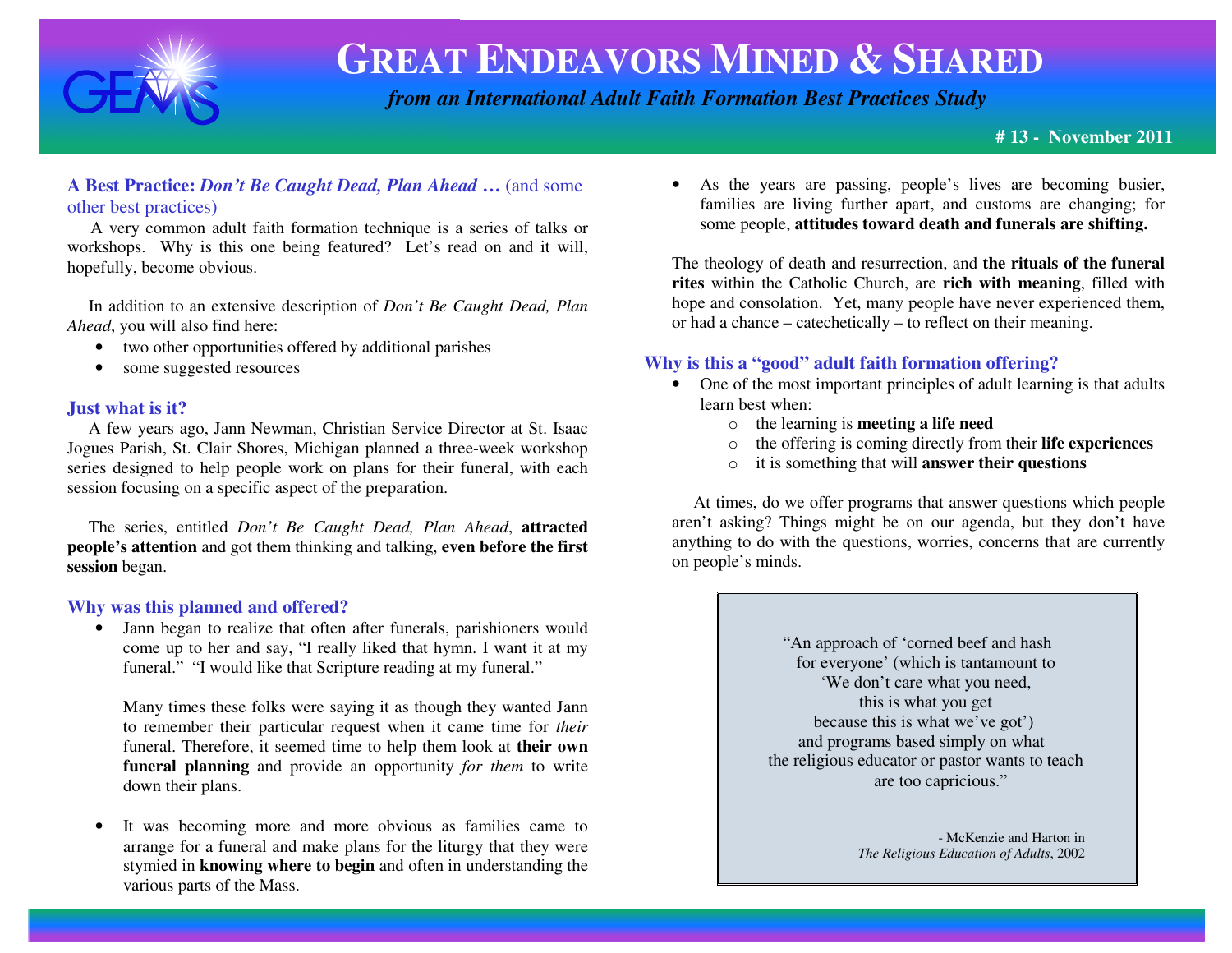# GREAT ENDEAVORS MINED & SHARED

*from an International Adult Faith Formation Best Practices Study*

**# 13 - November 2011**

## A Best Practice: *Don't Be Caught Dead, Plan Ahead …* (and some other best practices)

A very common adult faith formation technique is a series of talks or workshops. Why is this one being featured? Let's read on and it will, hopefully, become obvious.

In addition to an extensive description of *Don't Be Caught Dead, Plan Ahead*, you will also find here:

- two other opportunities offered by additional parishes
- some suggested resources

### Just what is it?

A few years ago, Jann Newman, Christian Service Director at St. Isaac Jogues Parish, St. Clair Shores, Michigan planned a three-week workshop series designed to help people work on plans for their funeral, with each session focusing on a specific aspect of the preparation.

The series, entitled *Don't Be Caught Dead, Plan Ahead*, **attracted people's attention** and got them thinking and talking, **even before the first session** began.

### Why was this planned and offered?

- Jann began to realize that often after funerals, parishioners would come up to her and say, "I really liked that hymn. I want it at my funeral." "I would like that Scripture reading at my funeral."

  Many times these folks were saying it as though they wanted Jann to remember their particular request when it came time for *their* funeral. Therefore, it seemed time to help them look at **their own funeral planning** and provide an opportunity *for them* to write down their plans.

- It was becoming more and more obvious as families came to arrange for a funeral and make plans for the liturgy that they were stymied in **knowing where to begin** and often in understanding the various parts of the Mass.
- As the years are passing, people's lives are becoming busier, families are living further apart, and customs are changing; for some people, **attitudes toward death and funerals are shifting.**

The theology of death and resurrection, and **the rituals of the funeral rites** within the Catholic Church, are **rich with meaning**, filled with hope and consolation. Yet, many people have never experienced them, or had a chance – catechetically – to reflect on their meaning.

### Why is this a "good" adult faith formation offering?

- One of the most important principles of adult learning is that adults learn best when:
  - the learning is **meeting a life need**
  - the offering is coming directly from their **life experiences**
  - it is something that will **answer their questions**

At times, do we offer programs that answer questions which people aren't asking? Things might be on our agenda, but they don't have anything to do with the questions, worries, concerns that are currently on people's minds.

> "An approach of 'corned beef and hash for everyone' (which is tantamount to 'We don't care what you need, this is what you get because this is what we've got') and programs based simply on what the religious educator or pastor wants to teach are too capricious."
>
> \- McKenzie and Harton in *The Religious Education of Adults*, 2002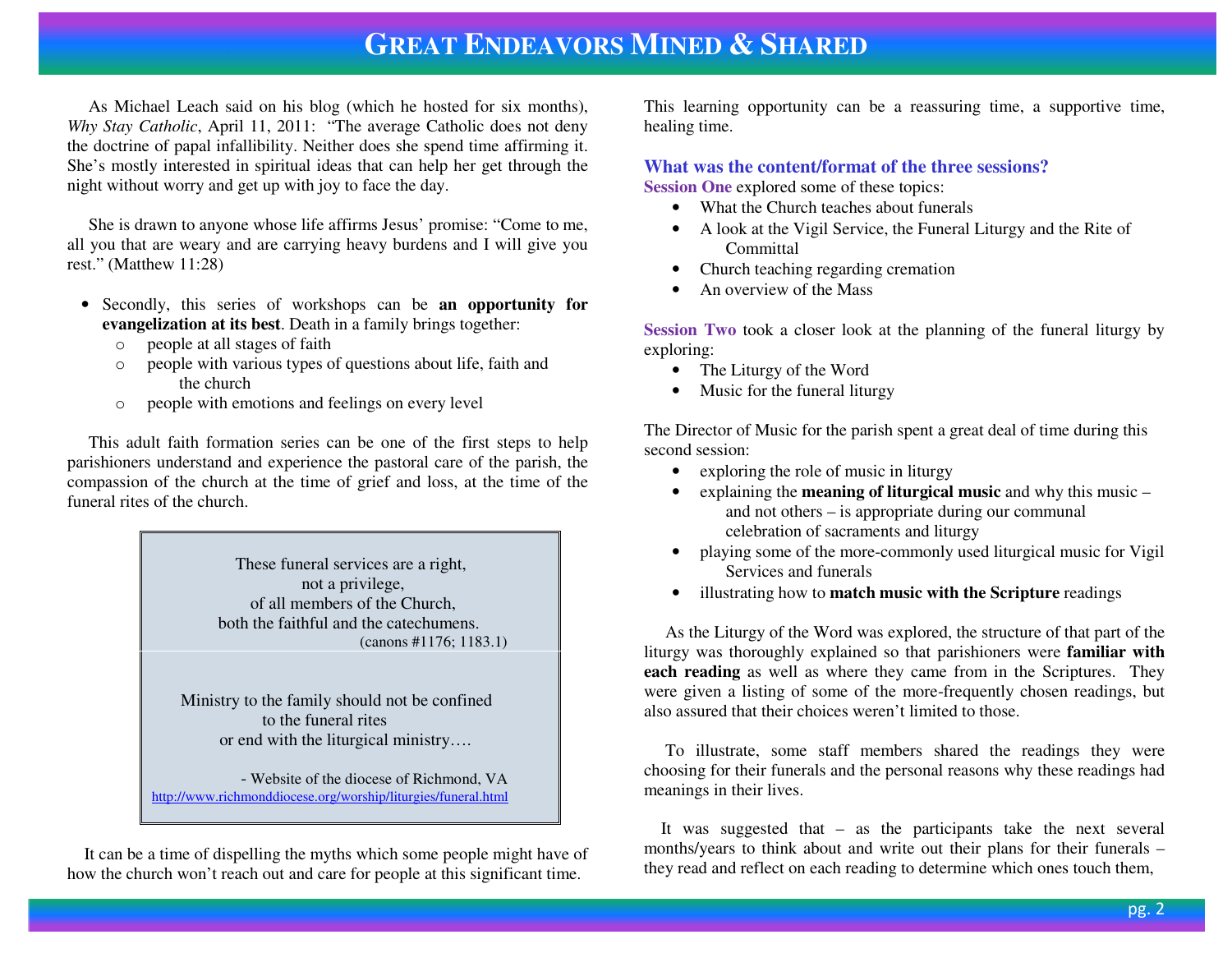As Michael Leach said on his blog (which he hosted for six months), *Why Stay Catholic*, April 11, 2011: "The average Catholic does not deny the doctrine of papal infallibility. Neither does she spend time affirming it. She's mostly interested in spiritual ideas that can help her get through the night without worry and get up with joy to face the day.

She is drawn to anyone whose life affirms Jesus' promise: "Come to me, all you that are weary and are carrying heavy burdens and I will give you rest." (Matthew 11:28)

- Secondly, this series of workshops can be **an opportunity for evangelization at its best**. Death in a family brings together:
  - people at all stages of faith
  - people with various types of questions about life, faith and the church
  - people with emotions and feelings on every level

This adult faith formation series can be one of the first steps to help parishioners understand and experience the pastoral care of the parish, the compassion of the church at the time of grief and loss, at the time of the funeral rites of the church.

> These funeral services are a right,
> not a privilege,
> of all members of the Church,
> both the faithful and the catechumens.
> (canons #1176; 1183.1)
>
> Ministry to the family should not be confined
> to the funeral rites
> or end with the liturgical ministry….
>
> - Website of the diocese of Richmond, VA
> http://www.richmonddiocese.org/worship/liturgies/funeral.html

It can be a time of dispelling the myths which some people might have of how the church won't reach out and care for people at this significant time. This learning opportunity can be a reassuring time, a supportive time, healing time.

### What was the content/format of the three sessions?

**Session One** explored some of these topics:

- What the Church teaches about funerals
- A look at the Vigil Service, the Funeral Liturgy and the Rite of Committal
- Church teaching regarding cremation
- An overview of the Mass

**Session Two** took a closer look at the planning of the funeral liturgy by exploring:

- The Liturgy of the Word
- Music for the funeral liturgy

The Director of Music for the parish spent a great deal of time during this second session:

- exploring the role of music in liturgy
- explaining the **meaning of liturgical music** and why this music – and not others – is appropriate during our communal celebration of sacraments and liturgy
- playing some of the more-commonly used liturgical music for Vigil Services and funerals
- illustrating how to **match music with the Scripture** readings

As the Liturgy of the Word was explored, the structure of that part of the liturgy was thoroughly explained so that parishioners were **familiar with each reading** as well as where they came from in the Scriptures. They were given a listing of some of the more-frequently chosen readings, but also assured that their choices weren't limited to those.

To illustrate, some staff members shared the readings they were choosing for their funerals and the personal reasons why these readings had meanings in their lives.

It was suggested that – as the participants take the next several months/years to think about and write out their plans for their funerals – they read and reflect on each reading to determine which ones touch them,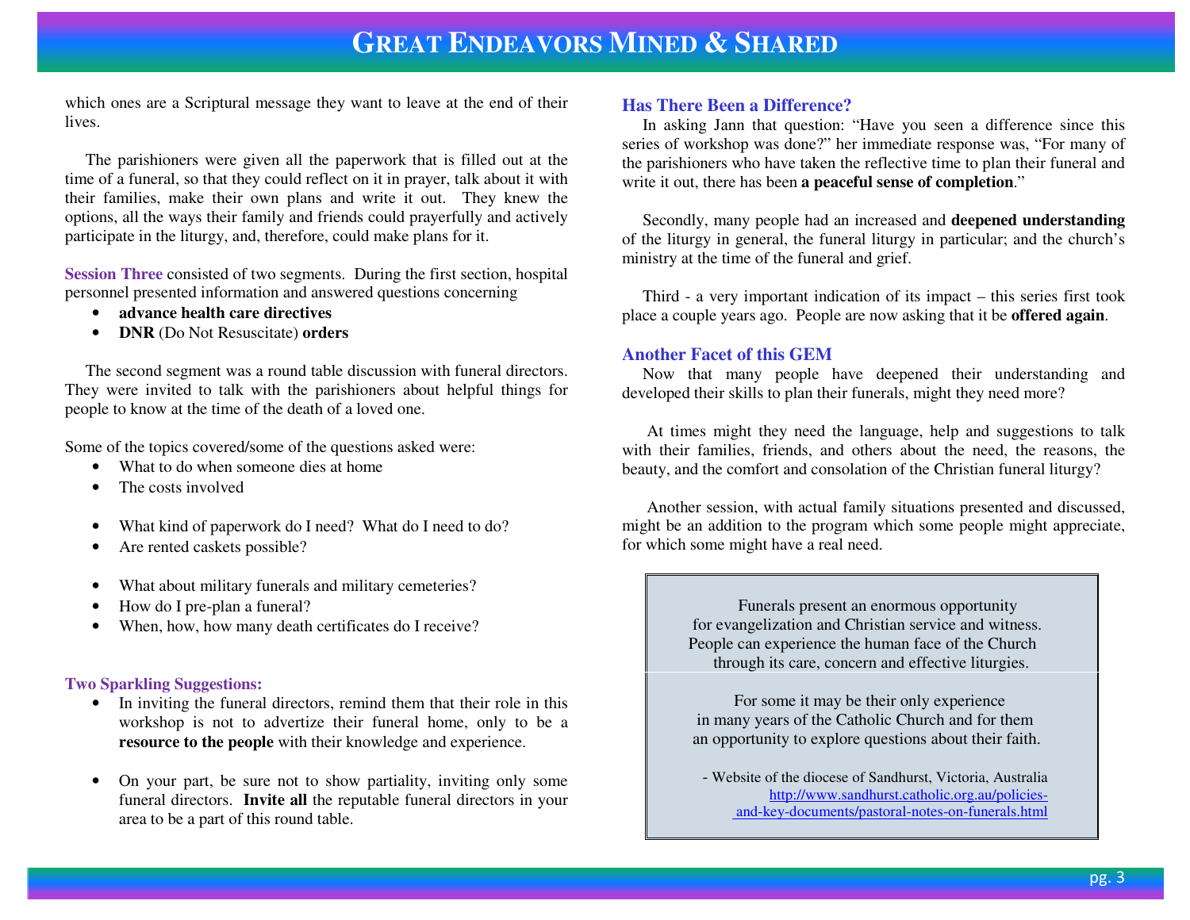which ones are a Scriptural message they want to leave at the end of their lives.

The parishioners were given all the paperwork that is filled out at the time of a funeral, so that they could reflect on it in prayer, talk about it with their families, make their own plans and write it out. They knew the options, all the ways their family and friends could prayerfully and actively participate in the liturgy, and, therefore, could make plans for it.

**Session Three** consisted of two segments. During the first section, hospital personnel presented information and answered questions concerning

- **advance health care directives**
- **DNR** (Do Not Resuscitate) **orders**

The second segment was a round table discussion with funeral directors. They were invited to talk with the parishioners about helpful things for people to know at the time of the death of a loved one.

Some of the topics covered/some of the questions asked were:

- What to do when someone dies at home
- The costs involved
- What kind of paperwork do I need? What do I need to do?
- Are rented caskets possible?
- What about military funerals and military cemeteries?
- How do I pre-plan a funeral?
- When, how, how many death certificates do I receive?

### Two Sparkling Suggestions:

- In inviting the funeral directors, remind them that their role in this workshop is not to advertize their funeral home, only to be a **resource to the people** with their knowledge and experience.
- On your part, be sure not to show partiality, inviting only some funeral directors. **Invite all** the reputable funeral directors in your area to be a part of this round table.

### Has There Been a Difference?

In asking Jann that question: "Have you seen a difference since this series of workshop was done?" her immediate response was, "For many of the parishioners who have taken the reflective time to plan their funeral and write it out, there has been **a peaceful sense of completion**."

Secondly, many people had an increased and **deepened understanding** of the liturgy in general, the funeral liturgy in particular; and the church's ministry at the time of the funeral and grief.

Third - a very important indication of its impact – this series first took place a couple years ago. People are now asking that it be **offered again**.

### Another Facet of this GEM

Now that many people have deepened their understanding and developed their skills to plan their funerals, might they need more?

At times might they need the language, help and suggestions to talk with their families, friends, and others about the need, the reasons, the beauty, and the comfort and consolation of the Christian funeral liturgy?

Another session, with actual family situations presented and discussed, might be an addition to the program which some people might appreciate, for which some might have a real need.

> Funerals present an enormous opportunity for evangelization and Christian service and witness. People can experience the human face of the Church through its care, concern and effective liturgies.
>
> For some it may be their only experience in many years of the Catholic Church and for them an opportunity to explore questions about their faith.
>
> - Website of the diocese of Sandhurst, Victoria, Australia
> http://www.sandhurst.catholic.org.au/policies-and-key-documents/pastoral-notes-on-funerals.html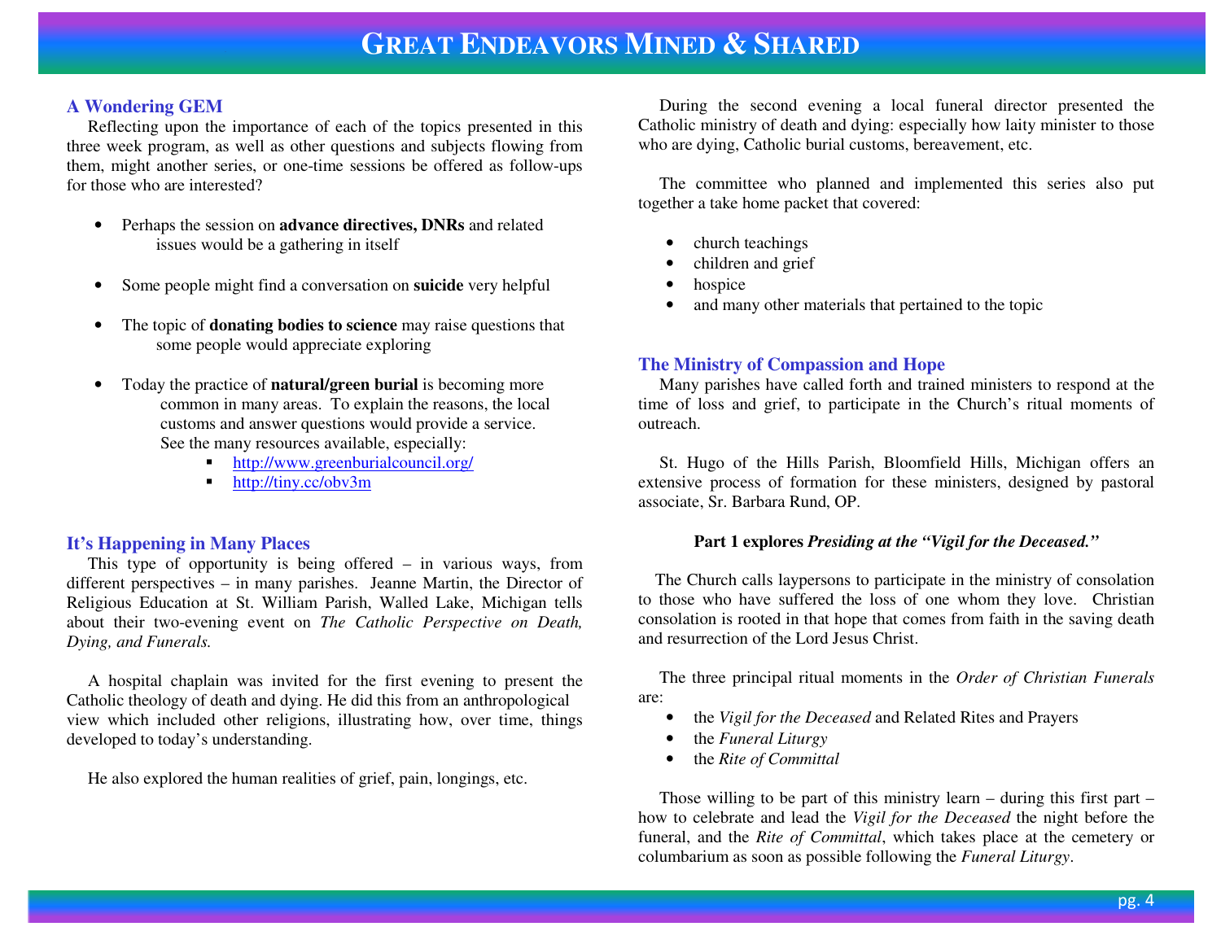## A Wondering GEM

Reflecting upon the importance of each of the topics presented in this three week program, as well as other questions and subjects flowing from them, might another series, or one-time sessions be offered as follow-ups for those who are interested?

- Perhaps the session on **advance directives, DNRs** and related issues would be a gathering in itself
- Some people might find a conversation on **suicide** very helpful
- The topic of **donating bodies to science** may raise questions that some people would appreciate exploring
- Today the practice of **natural/green burial** is becoming more common in many areas. To explain the reasons, the local customs and answer questions would provide a service. See the many resources available, especially:
  - http://www.greenburialcouncil.org/
  - http://tiny.cc/obv3m

## It's Happening in Many Places

This type of opportunity is being offered – in various ways, from different perspectives – in many parishes. Jeanne Martin, the Director of Religious Education at St. William Parish, Walled Lake, Michigan tells about their two-evening event on *The Catholic Perspective on Death, Dying, and Funerals.*

A hospital chaplain was invited for the first evening to present the Catholic theology of death and dying. He did this from an anthropological view which included other religions, illustrating how, over time, things developed to today's understanding.

He also explored the human realities of grief, pain, longings, etc.

During the second evening a local funeral director presented the Catholic ministry of death and dying: especially how laity minister to those who are dying, Catholic burial customs, bereavement, etc.

The committee who planned and implemented this series also put together a take home packet that covered:

- church teachings
- children and grief
- hospice
- and many other materials that pertained to the topic

## The Ministry of Compassion and Hope

Many parishes have called forth and trained ministers to respond at the time of loss and grief, to participate in the Church's ritual moments of outreach.

St. Hugo of the Hills Parish, Bloomfield Hills, Michigan offers an extensive process of formation for these ministers, designed by pastoral associate, Sr. Barbara Rund, OP.

**Part 1 explores *Presiding at the "Vigil for the Deceased."***

The Church calls laypersons to participate in the ministry of consolation to those who have suffered the loss of one whom they love. Christian consolation is rooted in that hope that comes from faith in the saving death and resurrection of the Lord Jesus Christ.

The three principal ritual moments in the *Order of Christian Funerals* are:

- the *Vigil for the Deceased* and Related Rites and Prayers
- the *Funeral Liturgy*
- the *Rite of Committal*

Those willing to be part of this ministry learn – during this first part – how to celebrate and lead the *Vigil for the Deceased* the night before the funeral, and the *Rite of Committal*, which takes place at the cemetery or columbarium as soon as possible following the *Funeral Liturgy*.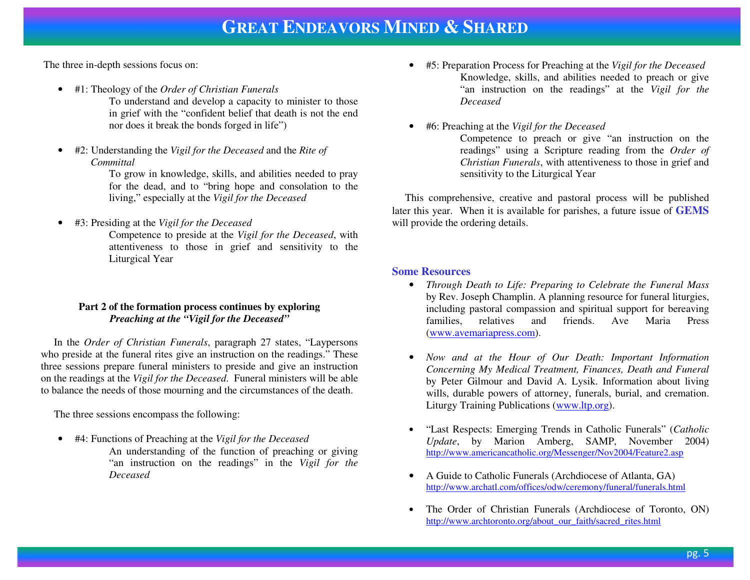The three in-depth sessions focus on:

- #1: Theology of the *Order of Christian Funerals*
  To understand and develop a capacity to minister to those in grief with the "confident belief that death is not the end nor does it break the bonds forged in life")

- #2: Understanding the *Vigil for the Deceased* and the *Rite of Committal*
  To grow in knowledge, skills, and abilities needed to pray for the dead, and to "bring hope and consolation to the living," especially at the *Vigil for the Deceased*

- #3: Presiding at the *Vigil for the Deceased*
  Competence to preside at the *Vigil for the Deceased*, with attentiveness to those in grief and sensitivity to the Liturgical Year

**Part 2 of the formation process continues by exploring**
***Preaching at the "Vigil for the Deceased"***

In the *Order of Christian Funerals*, paragraph 27 states, "Laypersons who preside at the funeral rites give an instruction on the readings." These three sessions prepare funeral ministers to preside and give an instruction on the readings at the *Vigil for the Deceased.* Funeral ministers will be able to balance the needs of those mourning and the circumstances of the death.

The three sessions encompass the following:

- #4: Functions of Preaching at the *Vigil for the Deceased*
  An understanding of the function of preaching or giving "an instruction on the readings" in the *Vigil for the Deceased*

- #5: Preparation Process for Preaching at the *Vigil for the Deceased*
  Knowledge, skills, and abilities needed to preach or give "an instruction on the readings" at the *Vigil for the Deceased*

- #6: Preaching at the *Vigil for the Deceased*
  Competence to preach or give "an instruction on the readings" using a Scripture reading from the *Order of Christian Funerals*, with attentiveness to those in grief and sensitivity to the Liturgical Year

This comprehensive, creative and pastoral process will be published later this year. When it is available for parishes, a future issue of **GEMS** will provide the ordering details.

### Some Resources

- *Through Death to Life: Preparing to Celebrate the Funeral Mass* by Rev. Joseph Champlin. A planning resource for funeral liturgies, including pastoral compassion and spiritual support for bereaving families, relatives and friends. Ave Maria Press (www.avemariapress.com).

- *Now and at the Hour of Our Death: Important Information Concerning My Medical Treatment, Finances, Death and Funeral* by Peter Gilmour and David A. Lysik. Information about living wills, durable powers of attorney, funerals, burial, and cremation. Liturgy Training Publications (www.ltp.org).

- "Last Respects: Emerging Trends in Catholic Funerals" (*Catholic Update*, by Marion Amberg, SAMP, November 2004) http://www.americancatholic.org/Messenger/Nov2004/Feature2.asp

- A Guide to Catholic Funerals (Archdiocese of Atlanta, GA) http://www.archatl.com/offices/odw/ceremony/funeral/funerals.html

- The Order of Christian Funerals (Archdiocese of Toronto, ON) http://www.archtoronto.org/about_our_faith/sacred_rites.html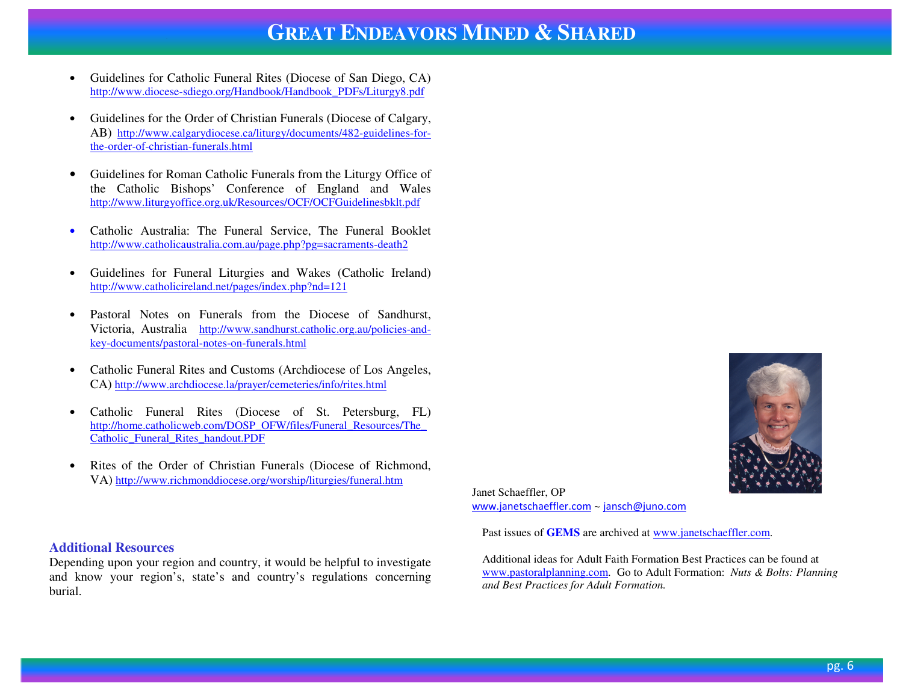- Guidelines for Catholic Funeral Rites (Diocese of San Diego, CA) http://www.diocese-sdiego.org/Handbook/Handbook_PDFs/Liturgy8.pdf
- Guidelines for the Order of Christian Funerals (Diocese of Calgary, AB) http://www.calgarydiocese.ca/liturgy/documents/482-guidelines-for-the-order-of-christian-funerals.html
- Guidelines for Roman Catholic Funerals from the Liturgy Office of the Catholic Bishops' Conference of England and Wales http://www.liturgyoffice.org.uk/Resources/OCF/OCFGuidelinesbklt.pdf
- Catholic Australia: The Funeral Service, The Funeral Booklet http://www.catholicaustralia.com.au/page.php?pg=sacraments-death2
- Guidelines for Funeral Liturgies and Wakes (Catholic Ireland) http://www.catholicireland.net/pages/index.php?nd=121
- Pastoral Notes on Funerals from the Diocese of Sandhurst, Victoria, Australia http://www.sandhurst.catholic.org.au/policies-and-key-documents/pastoral-notes-on-funerals.html
- Catholic Funeral Rites and Customs (Archdiocese of Los Angeles, CA) http://www.archdiocese.la/prayer/cemeteries/info/rites.html
- Catholic Funeral Rites (Diocese of St. Petersburg, FL) http://home.catholicweb.com/DOSP_OFW/files/Funeral_Resources/The_Catholic_Funeral_Rites_handout.PDF
- Rites of the Order of Christian Funerals (Diocese of Richmond, VA) http://www.richmonddiocese.org/worship/liturgies/funeral.htm

### Additional Resources

Depending upon your region and country, it would be helpful to investigate and know your region's, state's and country's regulations concerning burial.

Janet Schaeffler, OP
www.janetschaeffler.com ~ jansch@juno.com

Past issues of **GEMS** are archived at www.janetschaeffler.com.

Additional ideas for Adult Faith Formation Best Practices can be found at www.pastoralplanning.com. Go to Adult Formation: *Nuts & Bolts: Planning and Best Practices for Adult Formation.*